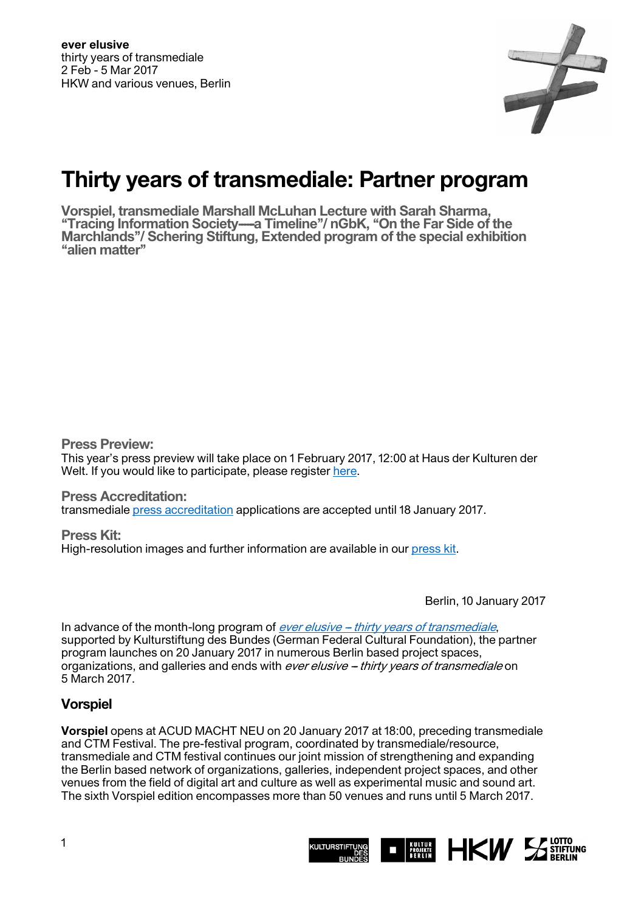**ever elusive**
thirty years of transmediale
2 Feb - 5 Mar 2017
HKW and various venues, Berlin

# Thirty years of transmediale: Partner program

**Vorspiel, transmediale Marshall McLuhan Lecture with Sarah Sharma, "Tracing Information Society—a Timeline"/ nGbK, "On the Far Side of the Marchlands"/ Schering Stiftung, Extended program of the special exhibition "alien matter"**

**Press Preview:**
This year's press preview will take place on 1 February 2017, 12:00 at Haus der Kulturen der Welt. If you would like to participate, please register here.

**Press Accreditation:**
transmediale press accreditation applications are accepted until 18 January 2017.

**Press Kit:**
High-resolution images and further information are available in our press kit.

Berlin, 10 January 2017

In advance of the month-long program of *ever elusive – thirty years of transmediale*, supported by Kulturstiftung des Bundes (German Federal Cultural Foundation), the partner program launches on 20 January 2017 in numerous Berlin based project spaces, organizations, and galleries and ends with *ever elusive – thirty years of transmediale* on 5 March 2017.

## Vorspiel

**Vorspiel** opens at ACUD MACHT NEU on 20 January 2017 at 18:00, preceding transmediale and CTM Festival. The pre-festival program, coordinated by transmediale/resource, transmediale and CTM festival continues our joint mission of strengthening and expanding the Berlin based network of organizations, galleries, independent project spaces, and other venues from the field of digital art and culture as well as experimental music and sound art. The sixth Vorspiel edition encompasses more than 50 venues and runs until 5 March 2017.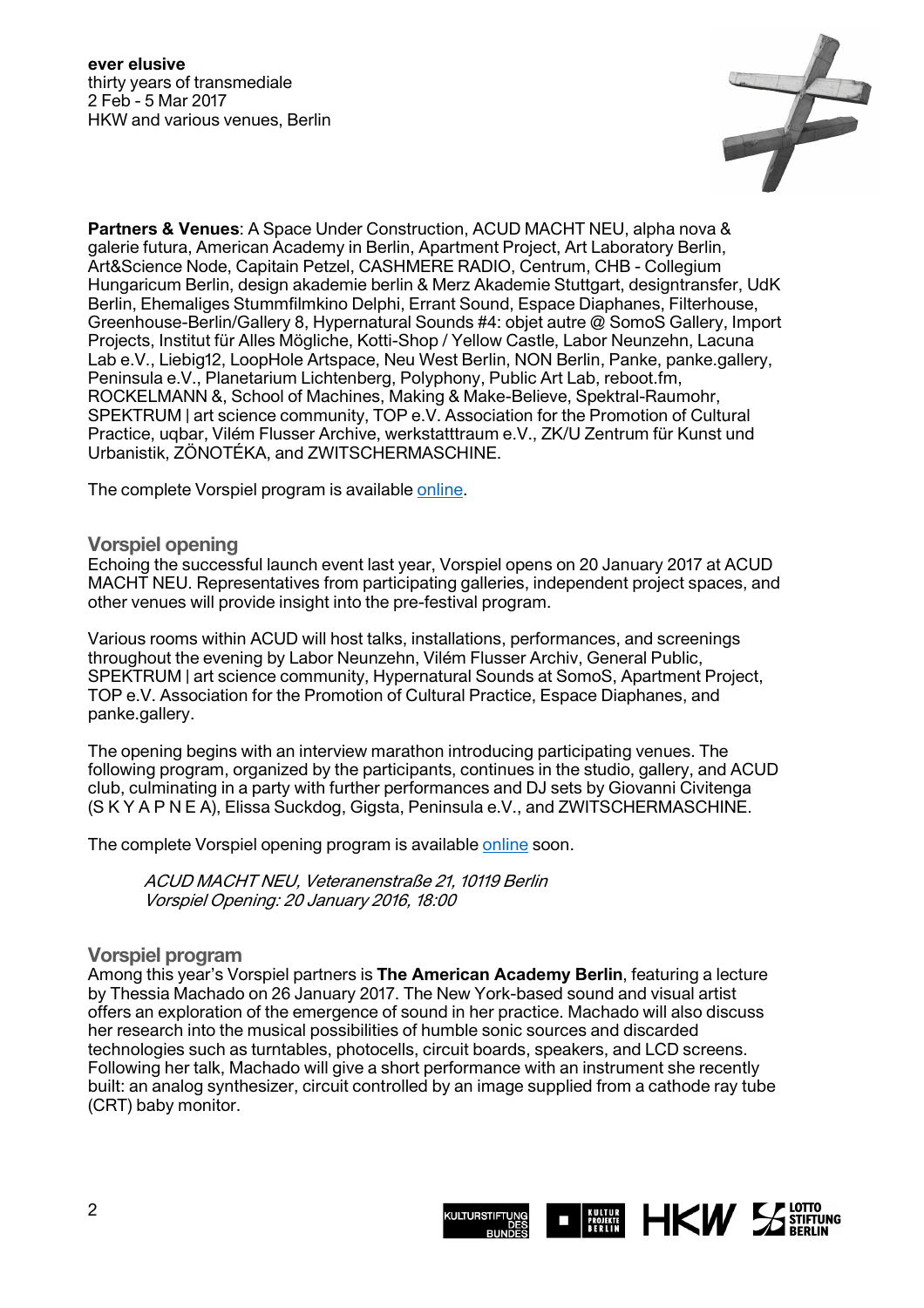**Partners & Venues**: A Space Under Construction, ACUD MACHT NEU, alpha nova & galerie futura, American Academy in Berlin, Apartment Project, Art Laboratory Berlin, Art&Science Node, Capitain Petzel, CASHMERE RADIO, Centrum, CHB - Collegium Hungaricum Berlin, design akademie berlin & Merz Akademie Stuttgart, designtransfer, UdK Berlin, Ehemaliges Stummfilmkino Delphi, Errant Sound, Espace Diaphanes, Filterhouse, Greenhouse-Berlin/Gallery 8, Hypernatural Sounds #4: objet autre @ SomoS Gallery, Import Projects, Institut für Alles Mögliche, Kotti-Shop / Yellow Castle, Labor Neunzehn, Lacuna Lab e.V., Liebig12, LoopHole Artspace, Neu West Berlin, NON Berlin, Panke, panke.gallery, Peninsula e.V., Planetarium Lichtenberg, Polyphony, Public Art Lab, reboot.fm, ROCKELMANN &, School of Machines, Making & Make-Believe, Spektral-Raumohr, SPEKTRUM | art science community, TOP e.V. Association for the Promotion of Cultural Practice, uqbar, Vilém Flusser Archive, werkstatttraum e.V., ZK/U Zentrum für Kunst und Urbanistik, ZÖNOTÉKA, and ZWITSCHERMASCHINE.

The complete Vorspiel program is available online.

## Vorspiel opening

Echoing the successful launch event last year, Vorspiel opens on 20 January 2017 at ACUD MACHT NEU. Representatives from participating galleries, independent project spaces, and other venues will provide insight into the pre-festival program.

Various rooms within ACUD will host talks, installations, performances, and screenings throughout the evening by Labor Neunzehn, Vilém Flusser Archiv, General Public, SPEKTRUM | art science community, Hypernatural Sounds at SomoS, Apartment Project, TOP e.V. Association for the Promotion of Cultural Practice, Espace Diaphanes, and panke.gallery.

The opening begins with an interview marathon introducing participating venues. The following program, organized by the participants, continues in the studio, gallery, and ACUD club, culminating in a party with further performances and DJ sets by Giovanni Civitenga (S K Y A P N E A), Elissa Suckdog, Gigsta, Peninsula e.V., and ZWITSCHERMASCHINE.

The complete Vorspiel opening program is available online soon.

> *ACUD MACHT NEU, Veteranenstraße 21, 10119 Berlin*
> *Vorspiel Opening: 20 January 2016, 18:00*

## Vorspiel program

Among this year's Vorspiel partners is **The American Academy Berlin**, featuring a lecture by Thessia Machado on 26 January 2017. The New York-based sound and visual artist offers an exploration of the emergence of sound in her practice. Machado will also discuss her research into the musical possibilities of humble sonic sources and discarded technologies such as turntables, photocells, circuit boards, speakers, and LCD screens. Following her talk, Machado will give a short performance with an instrument she recently built: an analog synthesizer, circuit controlled by an image supplied from a cathode ray tube (CRT) baby monitor.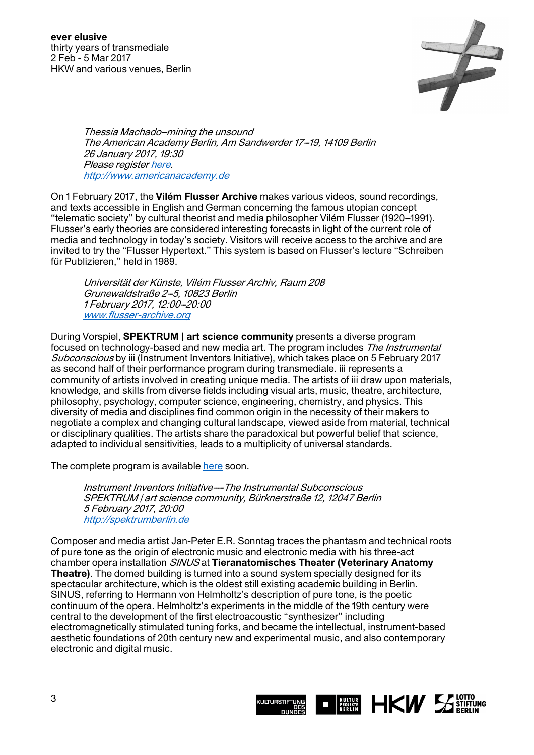*Thessia Machado–mining the unsound*
*The American Academy Berlin, Am Sandwerder 17–19, 14109 Berlin*
*26 January 2017, 19:30*
*Please register [here](here).*
*[http://www.americanacademy.de](http://www.americanacademy.de)*

On 1 February 2017, the **Vilém Flusser Archive** makes various videos, sound recordings, and texts accessible in English and German concerning the famous utopian concept "telematic society" by cultural theorist and media philosopher Vilém Flusser (1920–1991). Flusser's early theories are considered interesting forecasts in light of the current role of media and technology in today's society. Visitors will receive access to the archive and are invited to try the "Flusser Hypertext." This system is based on Flusser's lecture "Schreiben für Publizieren," held in 1989.

*Universität der Künste, Vilém Flusser Archiv, Raum 208*
*Grunewaldstraße 2–5, 10823 Berlin*
*1 February 2017, 12:00–20:00*
*[www.flusser-archive.org](http://www.flusser-archive.org)*

During Vorspiel, **SPEKTRUM | art science community** presents a diverse program focused on technology-based and new media art. The program includes *The Instrumental Subconscious* by iii (Instrument Inventors Initiative), which takes place on 5 February 2017 as second half of their performance program during transmediale. iii represents a community of artists involved in creating unique media. The artists of iii draw upon materials, knowledge, and skills from diverse fields including visual arts, music, theatre, architecture, philosophy, psychology, computer science, engineering, chemistry, and physics. This diversity of media and disciplines find common origin in the necessity of their makers to negotiate a complex and changing cultural landscape, viewed aside from material, technical or disciplinary qualities. The artists share the paradoxical but powerful belief that science, adapted to individual sensitivities, leads to a multiplicity of universal standards.

The complete program is available [here](here) soon.

*Instrument Inventors Initiative—The Instrumental Subconscious*
*SPEKTRUM | art science community, Bürknerstraße 12, 12047 Berlin*
*5 February 2017, 20:00*
*[http://spektrumberlin.de](http://spektrumberlin.de)*

Composer and media artist Jan-Peter E.R. Sonntag traces the phantasm and technical roots of pure tone as the origin of electronic music and electronic media with his three-act chamber opera installation *SINUS* at **Tieranatomisches Theater (Veterinary Anatomy Theatre)**. The domed building is turned into a sound system specially designed for its spectacular architecture, which is the oldest still existing academic building in Berlin. SINUS, referring to Hermann von Helmholtz's description of pure tone, is the poetic continuum of the opera. Helmholtz's experiments in the middle of the 19th century were central to the development of the first electroacoustic "synthesizer" including electromagnetically stimulated tuning forks, and became the intellectual, instrument-based aesthetic foundations of 20th century new and experimental music, and also contemporary electronic and digital music.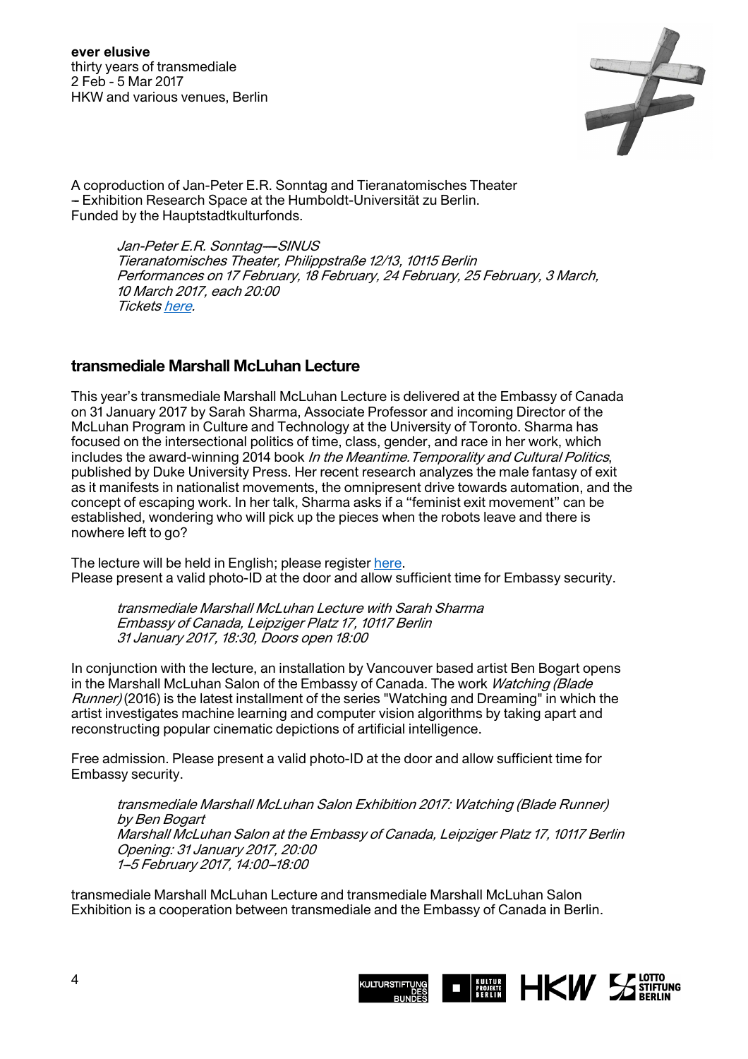A coproduction of Jan-Peter E.R. Sonntag and Tieranatomisches Theater – Exhibition Research Space at the Humboldt-Universität zu Berlin.
Funded by the Hauptstadtkulturfonds.

*Jan-Peter E.R. Sonntag—SINUS*
*Tieranatomisches Theater, Philippstraße 12/13, 10115 Berlin*
*Performances on 17 February, 18 February, 24 February, 25 February, 3 March, 10 March 2017, each 20:00*
*Tickets here.*

## transmediale Marshall McLuhan Lecture

This year's transmediale Marshall McLuhan Lecture is delivered at the Embassy of Canada on 31 January 2017 by Sarah Sharma, Associate Professor and incoming Director of the McLuhan Program in Culture and Technology at the University of Toronto. Sharma has focused on the intersectional politics of time, class, gender, and race in her work, which includes the award-winning 2014 book *In the Meantime.Temporality and Cultural Politics*, published by Duke University Press. Her recent research analyzes the male fantasy of exit as it manifests in nationalist movements, the omnipresent drive towards automation, and the concept of escaping work. In her talk, Sharma asks if a "feminist exit movement" can be established, wondering who will pick up the pieces when the robots leave and there is nowhere left to go?

The lecture will be held in English; please register here.
Please present a valid photo-ID at the door and allow sufficient time for Embassy security.

*transmediale Marshall McLuhan Lecture with Sarah Sharma*
*Embassy of Canada, Leipziger Platz 17, 10117 Berlin*
*31 January 2017, 18:30, Doors open 18:00*

In conjunction with the lecture, an installation by Vancouver based artist Ben Bogart opens in the Marshall McLuhan Salon of the Embassy of Canada. The work *Watching (Blade Runner)* (2016) is the latest installment of the series "Watching and Dreaming" in which the artist investigates machine learning and computer vision algorithms by taking apart and reconstructing popular cinematic depictions of artificial intelligence.

Free admission. Please present a valid photo-ID at the door and allow sufficient time for Embassy security.

*transmediale Marshall McLuhan Salon Exhibition 2017: Watching (Blade Runner) by Ben Bogart*
*Marshall McLuhan Salon at the Embassy of Canada, Leipziger Platz 17, 10117 Berlin*
*Opening: 31 January 2017, 20:00*
*1–5 February 2017, 14:00–18:00*

transmediale Marshall McLuhan Lecture and transmediale Marshall McLuhan Salon Exhibition is a cooperation between transmediale and the Embassy of Canada in Berlin.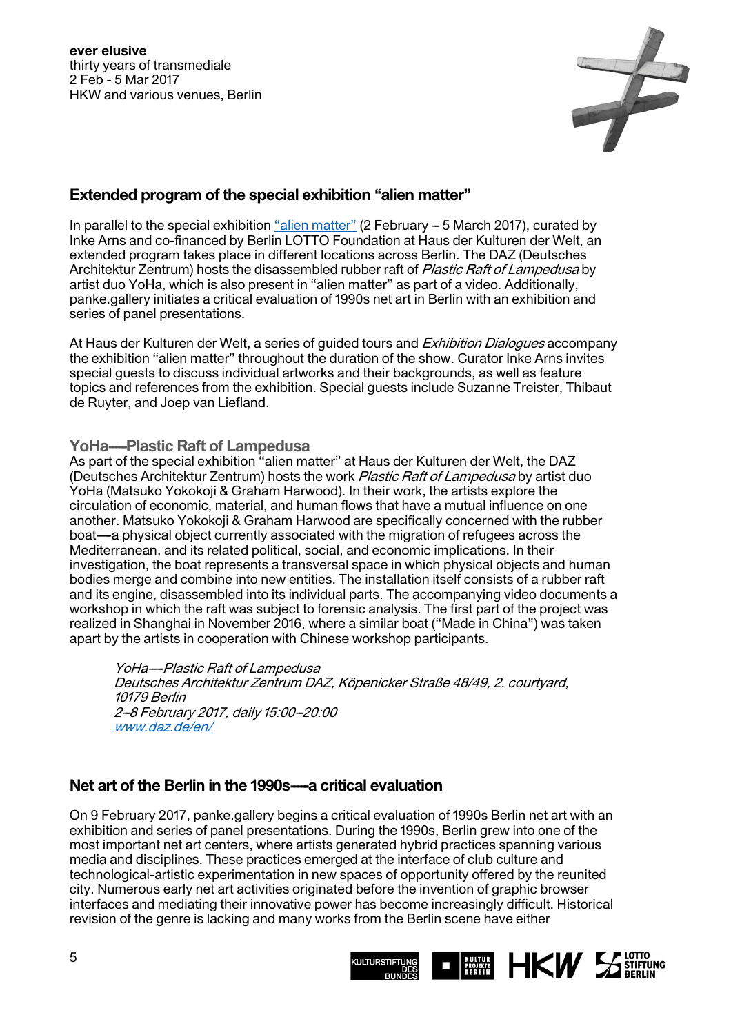## Extended program of the special exhibition "alien matter"

In parallel to the special exhibition "alien matter" (2 February – 5 March 2017), curated by Inke Arns and co-financed by Berlin LOTTO Foundation at Haus der Kulturen der Welt, an extended program takes place in different locations across Berlin. The DAZ (Deutsches Architektur Zentrum) hosts the disassembled rubber raft of *Plastic Raft of Lampedusa* by artist duo YoHa, which is also present in "alien matter" as part of a video. Additionally, panke.gallery initiates a critical evaluation of 1990s net art in Berlin with an exhibition and series of panel presentations.

At Haus der Kulturen der Welt, a series of guided tours and *Exhibition Dialogues* accompany the exhibition "alien matter" throughout the duration of the show. Curator Inke Arns invites special guests to discuss individual artworks and their backgrounds, as well as feature topics and references from the exhibition. Special guests include Suzanne Treister, Thibaut de Ruyter, and Joep van Liefland.

### YoHa—Plastic Raft of Lampedusa

As part of the special exhibition "alien matter" at Haus der Kulturen der Welt, the DAZ (Deutsches Architektur Zentrum) hosts the work *Plastic Raft of Lampedusa* by artist duo YoHa (Matsuko Yokokoji & Graham Harwood). In their work, the artists explore the circulation of economic, material, and human flows that have a mutual influence on one another. Matsuko Yokokoji & Graham Harwood are specifically concerned with the rubber boat—a physical object currently associated with the migration of refugees across the Mediterranean, and its related political, social, and economic implications. In their investigation, the boat represents a transversal space in which physical objects and human bodies merge and combine into new entities. The installation itself consists of a rubber raft and its engine, disassembled into its individual parts. The accompanying video documents a workshop in which the raft was subject to forensic analysis. The first part of the project was realized in Shanghai in November 2016, where a similar boat ("Made in China") was taken apart by the artists in cooperation with Chinese workshop participants.

> *YoHa—Plastic Raft of Lampedusa*
> *Deutsches Architektur Zentrum DAZ, Köpenicker Straße 48/49, 2. courtyard, 10179 Berlin*
> *2–8 February 2017, daily 15:00–20:00*
> *www.daz.de/en/*

## Net art of the Berlin in the 1990s—a critical evaluation

On 9 February 2017, panke.gallery begins a critical evaluation of 1990s Berlin net art with an exhibition and series of panel presentations. During the 1990s, Berlin grew into one of the most important net art centers, where artists generated hybrid practices spanning various media and disciplines. These practices emerged at the interface of club culture and technological-artistic experimentation in new spaces of opportunity offered by the reunited city. Numerous early net art activities originated before the invention of graphic browser interfaces and mediating their innovative power has become increasingly difficult. Historical revision of the genre is lacking and many works from the Berlin scene have either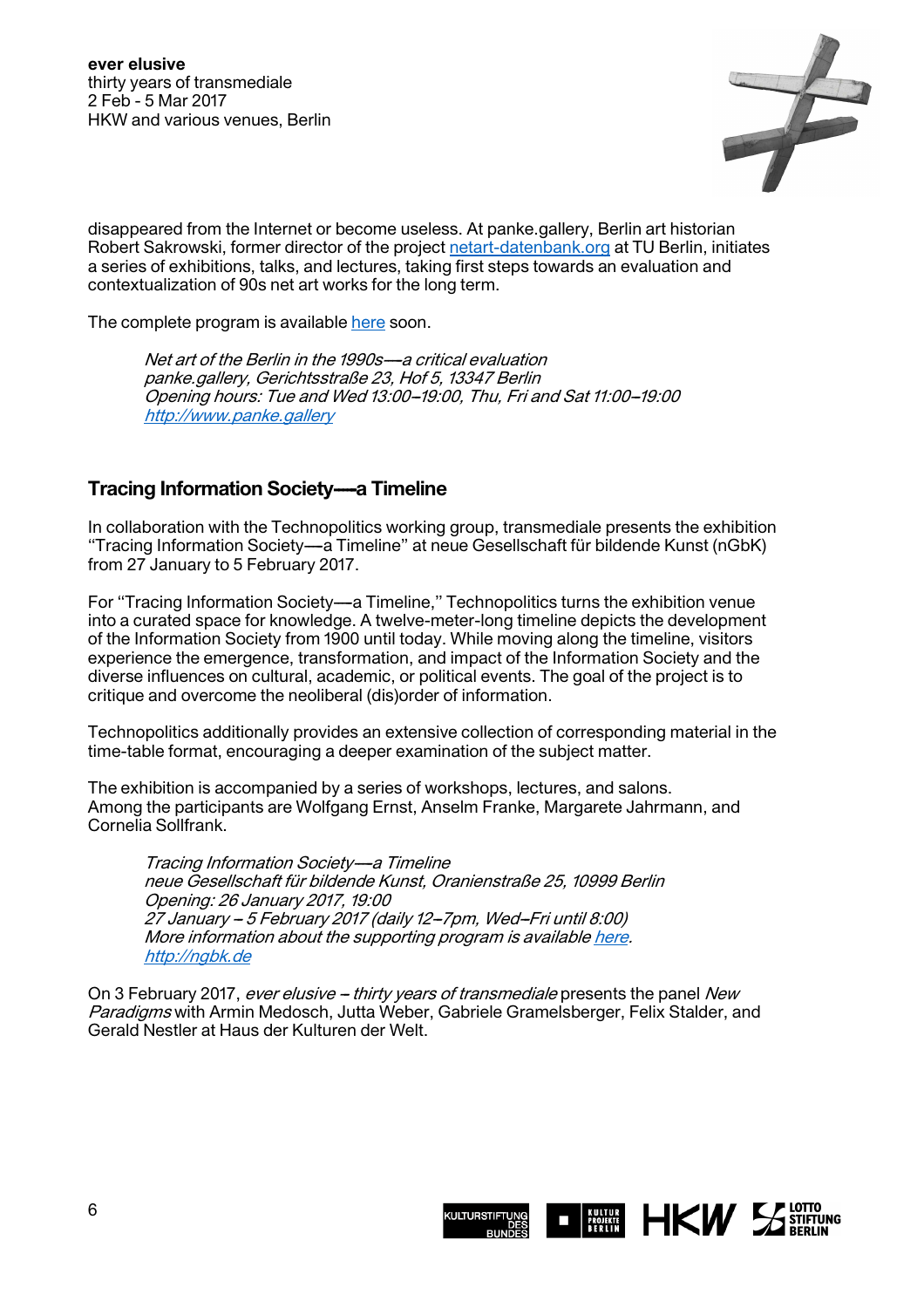disappeared from the Internet or become useless. At panke.gallery, Berlin art historian Robert Sakrowski, former director of the project [netart-datenbank.org](netart-datenbank.org) at TU Berlin, initiates a series of exhibitions, talks, and lectures, taking first steps towards an evaluation and contextualization of 90s net art works for the long term.

The complete program is available [here](here) soon.

> *Net art of the Berlin in the 1990s—a critical evaluation*
> *panke.gallery, Gerichtsstraße 23, Hof 5, 13347 Berlin*
> *Opening hours: Tue and Wed 13:00–19:00, Thu, Fri and Sat 11:00–19:00*
> *[http://www.panke.gallery](http://www.panke.gallery)*

## Tracing Information Society—a Timeline

In collaboration with the Technopolitics working group, transmediale presents the exhibition "Tracing Information Society—a Timeline" at neue Gesellschaft für bildende Kunst (nGbK) from 27 January to 5 February 2017.

For "Tracing Information Society—a Timeline," Technopolitics turns the exhibition venue into a curated space for knowledge. A twelve-meter-long timeline depicts the development of the Information Society from 1900 until today. While moving along the timeline, visitors experience the emergence, transformation, and impact of the Information Society and the diverse influences on cultural, academic, or political events. The goal of the project is to critique and overcome the neoliberal (dis)order of information.

Technopolitics additionally provides an extensive collection of corresponding material in the time-table format, encouraging a deeper examination of the subject matter.

The exhibition is accompanied by a series of workshops, lectures, and salons. Among the participants are Wolfgang Ernst, Anselm Franke, Margarete Jahrmann, and Cornelia Sollfrank.

> *Tracing Information Society—a Timeline*
> *neue Gesellschaft für bildende Kunst, Oranienstraße 25, 10999 Berlin*
> *Opening: 26 January 2017, 19:00*
> *27 January – 5 February 2017 (daily 12–7pm, Wed–Fri until 8:00)*
> *More information about the supporting program is available [here](here).*
> *[http://ngbk.de](http://ngbk.de)*

On 3 February 2017, *ever elusive – thirty years of transmediale* presents the panel *New Paradigms* with Armin Medosch, Jutta Weber, Gabriele Gramelsberger, Felix Stalder, and Gerald Nestler at Haus der Kulturen der Welt.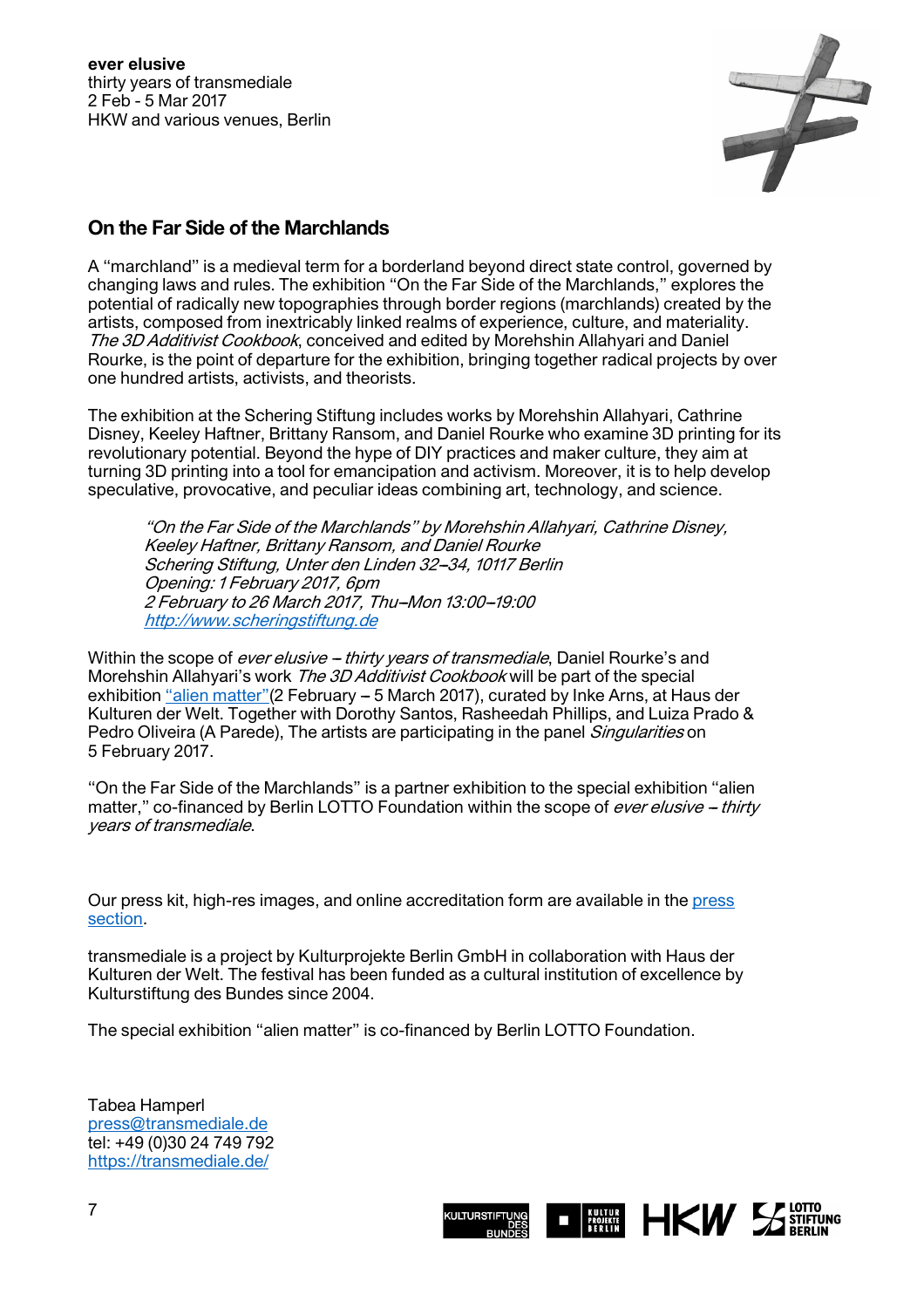**ever elusive**
thirty years of transmediale
2 Feb - 5 Mar 2017
HKW and various venues, Berlin

## On the Far Side of the Marchlands

A "marchland" is a medieval term for a borderland beyond direct state control, governed by changing laws and rules. The exhibition "On the Far Side of the Marchlands," explores the potential of radically new topographies through border regions (marchlands) created by the artists, composed from inextricably linked realms of experience, culture, and materiality. *The 3D Additivist Cookbook*, conceived and edited by Morehshin Allahyari and Daniel Rourke, is the point of departure for the exhibition, bringing together radical projects by over one hundred artists, activists, and theorists.

The exhibition at the Schering Stiftung includes works by Morehshin Allahyari, Cathrine Disney, Keeley Haftner, Brittany Ransom, and Daniel Rourke who examine 3D printing for its revolutionary potential. Beyond the hype of DIY practices and maker culture, they aim at turning 3D printing into a tool for emancipation and activism. Moreover, it is to help develop speculative, provocative, and peculiar ideas combining art, technology, and science.

> *"On the Far Side of the Marchlands" by Morehshin Allahyari, Cathrine Disney, Keeley Haftner, Brittany Ransom, and Daniel Rourke*
> *Schering Stiftung, Unter den Linden 32–34, 10117 Berlin*
> *Opening: 1 February 2017, 6pm*
> *2 February to 26 March 2017, Thu–Mon 13:00–19:00*
> *http://www.scheringstiftung.de*

Within the scope of *ever elusive – thirty years of transmediale*, Daniel Rourke's and Morehshin Allahyari's work *The 3D Additivist Cookbook* will be part of the special exhibition "alien matter"(2 February – 5 March 2017), curated by Inke Arns, at Haus der Kulturen der Welt. Together with Dorothy Santos, Rasheedah Phillips, and Luiza Prado & Pedro Oliveira (A Parede), The artists are participating in the panel *Singularities* on 5 February 2017.

"On the Far Side of the Marchlands" is a partner exhibition to the special exhibition "alien matter," co-financed by Berlin LOTTO Foundation within the scope of *ever elusive – thirty years of transmediale*.

Our press kit, high-res images, and online accreditation form are available in the press section.

transmediale is a project by Kulturprojekte Berlin GmbH in collaboration with Haus der Kulturen der Welt. The festival has been funded as a cultural institution of excellence by Kulturstiftung des Bundes since 2004.

The special exhibition "alien matter" is co-financed by Berlin LOTTO Foundation.

Tabea Hamperl
press@transmediale.de
tel: +49 (0)30 24 749 792
https://transmediale.de/